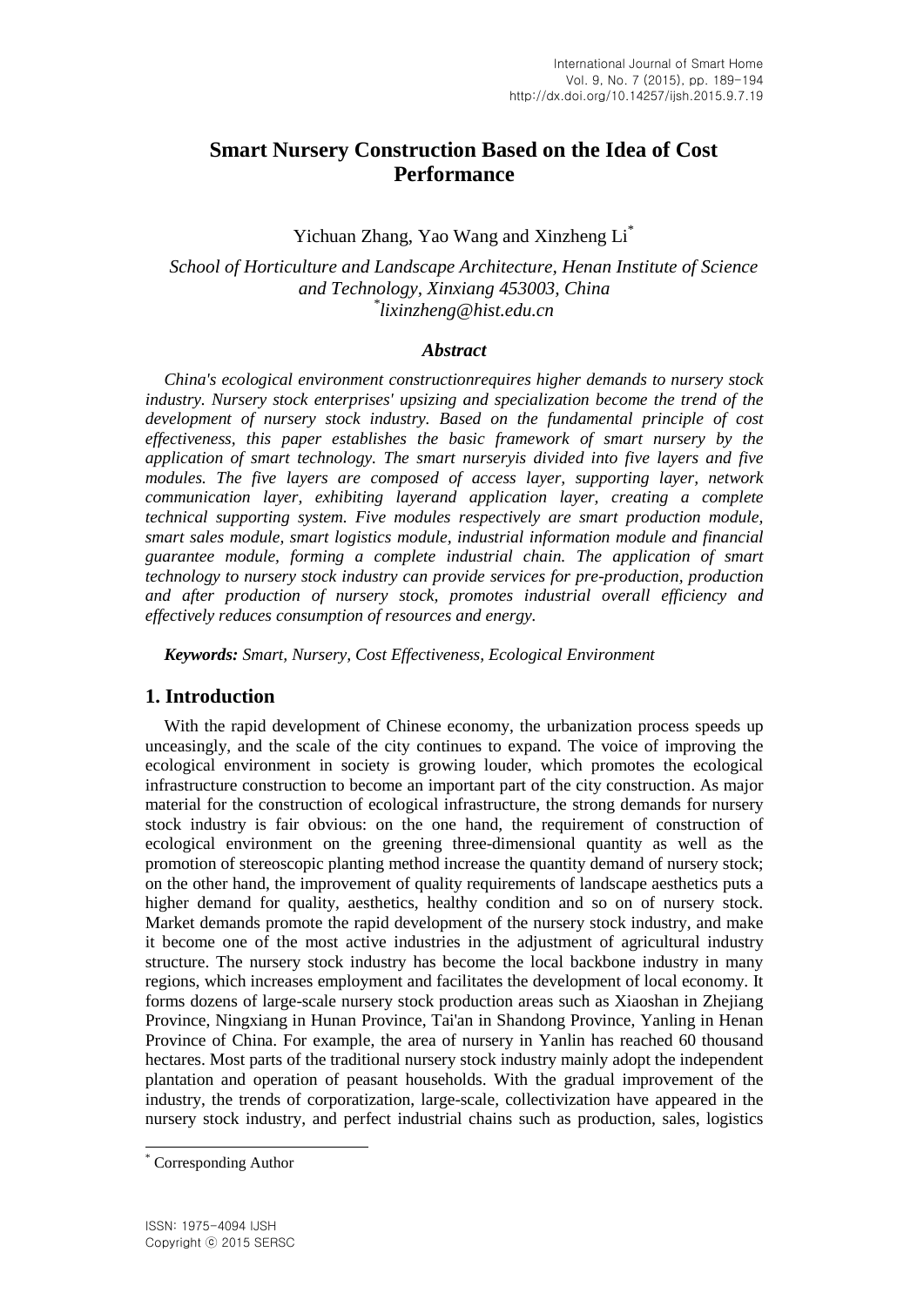# Smart Nursery Construction Based on the Idea of Cost Performance

Yichuan Zhang, Yao Wang and Xinzheng Li*

*School of Horticulture and Landscape Architecture, Henan Institute of Science and Technology, Xinxiang 453003, China*
*\*lixinzheng@hist.edu.cn*

### *Abstract*

*China's ecological environment constructionrequires higher demands to nursery stock industry. Nursery stock enterprises' upsizing and specialization become the trend of the development of nursery stock industry. Based on the fundamental principle of cost effectiveness, this paper establishes the basic framework of smart nursery by the application of smart technology. The smart nurseryis divided into five layers and five modules. The five layers are composed of access layer, supporting layer, network communication layer, exhibiting layerand application layer, creating a complete technical supporting system. Five modules respectively are smart production module, smart sales module, smart logistics module, industrial information module and financial guarantee module, forming a complete industrial chain. The application of smart technology to nursery stock industry can provide services for pre-production, production and after production of nursery stock, promotes industrial overall efficiency and effectively reduces consumption of resources and energy.*

***Keywords:*** *Smart, Nursery, Cost Effectiveness, Ecological Environment*

## 1. Introduction

With the rapid development of Chinese economy, the urbanization process speeds up unceasingly, and the scale of the city continues to expand. The voice of improving the ecological environment in society is growing louder, which promotes the ecological infrastructure construction to become an important part of the city construction. As major material for the construction of ecological infrastructure, the strong demands for nursery stock industry is fair obvious: on the one hand, the requirement of construction of ecological environment on the greening three-dimensional quantity as well as the promotion of stereoscopic planting method increase the quantity demand of nursery stock; on the other hand, the improvement of quality requirements of landscape aesthetics puts a higher demand for quality, aesthetics, healthy condition and so on of nursery stock. Market demands promote the rapid development of the nursery stock industry, and make it become one of the most active industries in the adjustment of agricultural industry structure. The nursery stock industry has become the local backbone industry in many regions, which increases employment and facilitates the development of local economy. It forms dozens of large-scale nursery stock production areas such as Xiaoshan in Zhejiang Province, Ningxiang in Hunan Province, Tai'an in Shandong Province, Yanling in Henan Province of China. For example, the area of nursery in Yanlin has reached 60 thousand hectares. Most parts of the traditional nursery stock industry mainly adopt the independent plantation and operation of peasant households. With the gradual improvement of the industry, the trends of corporatization, large-scale, collectivization have appeared in the nursery stock industry, and perfect industrial chains such as production, sales, logistics

---

* Corresponding Author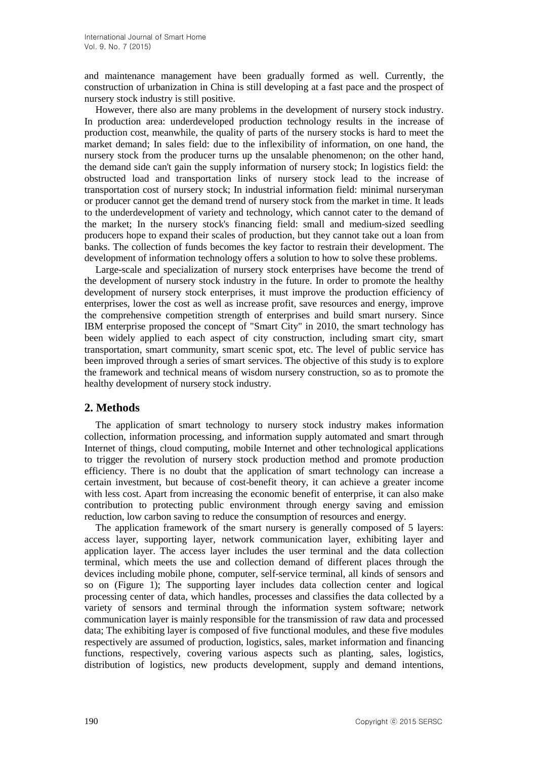and maintenance management have been gradually formed as well. Currently, the construction of urbanization in China is still developing at a fast pace and the prospect of nursery stock industry is still positive.

However, there also are many problems in the development of nursery stock industry. In production area: underdeveloped production technology results in the increase of production cost, meanwhile, the quality of parts of the nursery stocks is hard to meet the market demand; In sales field: due to the inflexibility of information, on one hand, the nursery stock from the producer turns up the unsalable phenomenon; on the other hand, the demand side can't gain the supply information of nursery stock; In logistics field: the obstructed load and transportation links of nursery stock lead to the increase of transportation cost of nursery stock; In industrial information field: minimal nurseryman or producer cannot get the demand trend of nursery stock from the market in time. It leads to the underdevelopment of variety and technology, which cannot cater to the demand of the market; In the nursery stock's financing field: small and medium-sized seedling producers hope to expand their scales of production, but they cannot take out a loan from banks. The collection of funds becomes the key factor to restrain their development. The development of information technology offers a solution to how to solve these problems.

Large-scale and specialization of nursery stock enterprises have become the trend of the development of nursery stock industry in the future. In order to promote the healthy development of nursery stock enterprises, it must improve the production efficiency of enterprises, lower the cost as well as increase profit, save resources and energy, improve the comprehensive competition strength of enterprises and build smart nursery. Since IBM enterprise proposed the concept of "Smart City" in 2010, the smart technology has been widely applied to each aspect of city construction, including smart city, smart transportation, smart community, smart scenic spot, etc. The level of public service has been improved through a series of smart services. The objective of this study is to explore the framework and technical means of wisdom nursery construction, so as to promote the healthy development of nursery stock industry.

## 2. Methods

The application of smart technology to nursery stock industry makes information collection, information processing, and information supply automated and smart through Internet of things, cloud computing, mobile Internet and other technological applications to trigger the revolution of nursery stock production method and promote production efficiency. There is no doubt that the application of smart technology can increase a certain investment, but because of cost-benefit theory, it can achieve a greater income with less cost. Apart from increasing the economic benefit of enterprise, it can also make contribution to protecting public environment through energy saving and emission reduction, low carbon saving to reduce the consumption of resources and energy.

The application framework of the smart nursery is generally composed of 5 layers: access layer, supporting layer, network communication layer, exhibiting layer and application layer. The access layer includes the user terminal and the data collection terminal, which meets the use and collection demand of different places through the devices including mobile phone, computer, self-service terminal, all kinds of sensors and so on (Figure 1); The supporting layer includes data collection center and logical processing center of data, which handles, processes and classifies the data collected by a variety of sensors and terminal through the information system software; network communication layer is mainly responsible for the transmission of raw data and processed data; The exhibiting layer is composed of five functional modules, and these five modules respectively are assumed of production, logistics, sales, market information and financing functions, respectively, covering various aspects such as planting, sales, logistics, distribution of logistics, new products development, supply and demand intentions,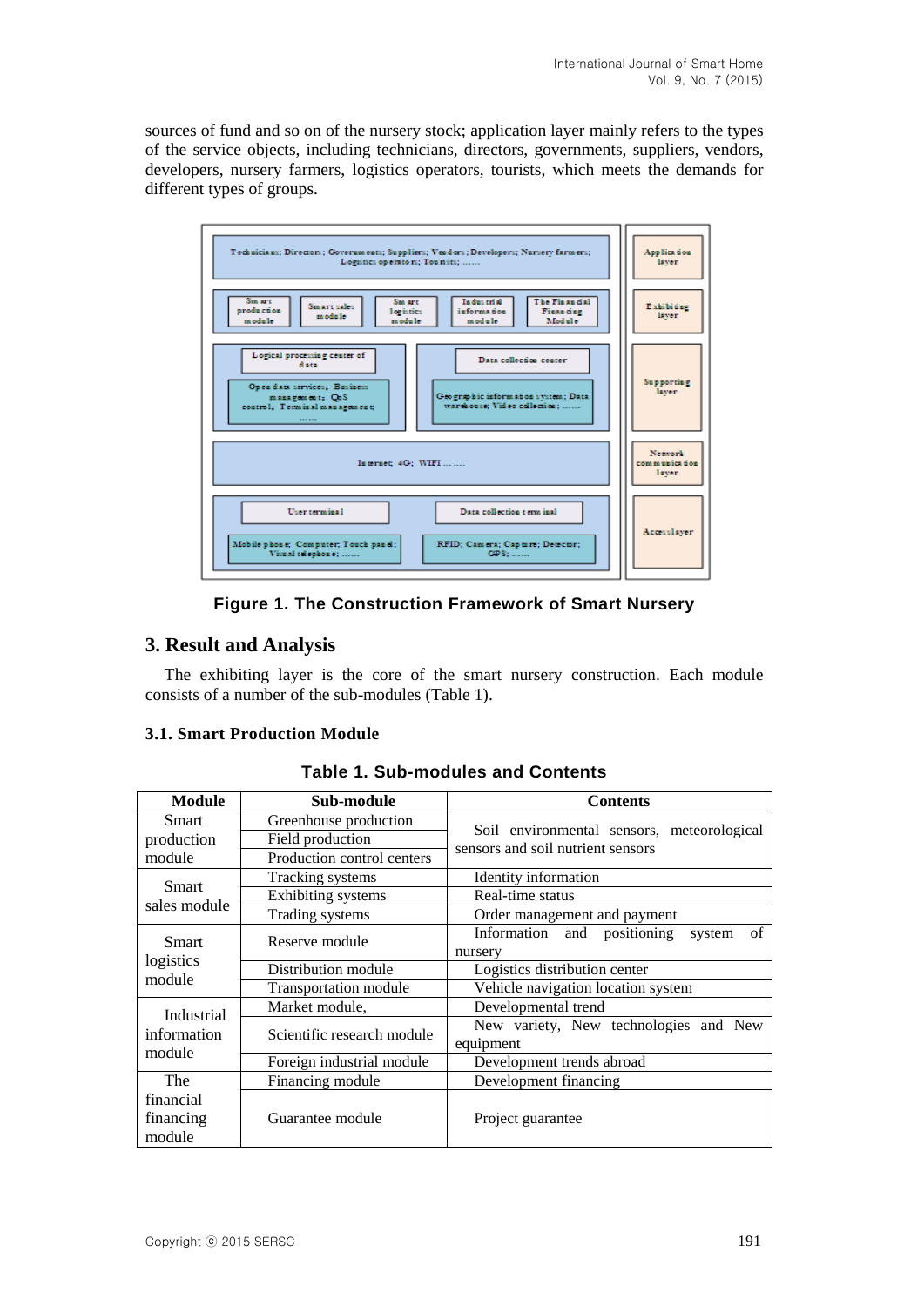sources of fund and so on of the nursery stock; application layer mainly refers to the types of the service objects, including technicians, directors, governments, suppliers, vendors, developers, nursery farmers, logistics operators, tourists, which meets the demands for different types of groups.

**Figure 1. The Construction Framework of Smart Nursery**

## 3. Result and Analysis

The exhibiting layer is the core of the smart nursery construction. Each module consists of a number of the sub-modules (Table 1).

### 3.1. Smart Production Module

**Table 1. Sub-modules and Contents**

| Module | Sub-module | Contents |
|---|---|---|
| Smart production module | Greenhouse production | Soil environmental sensors, meteorological sensors and soil nutrient sensors |
| | Field production | |
| | Production control centers | |
| Smart sales module | Tracking systems | Identity information |
| | Exhibiting systems | Real-time status |
| | Trading systems | Order management and payment |
| Smart logistics module | Reserve module | Information and positioning system of nursery |
| | Distribution module | Logistics distribution center |
| | Transportation module | Vehicle navigation location system |
| Industrial information module | Market module, | Developmental trend |
| | Scientific research module | New variety, New technologies and New equipment |
| | Foreign industrial module | Development trends abroad |
| The financial financing module | Financing module | Development financing |
| | Guarantee module | Project guarantee |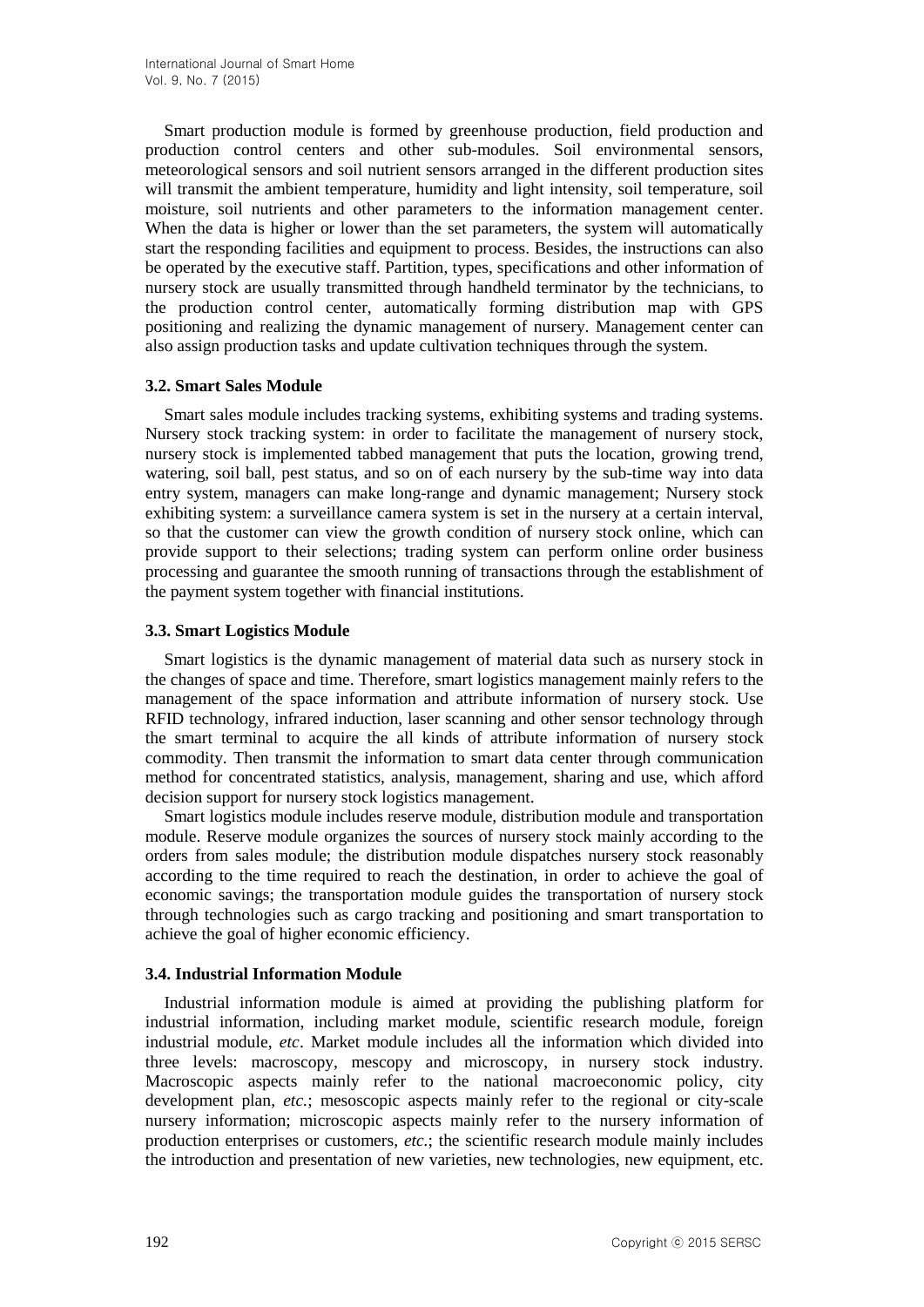Smart production module is formed by greenhouse production, field production and production control centers and other sub-modules. Soil environmental sensors, meteorological sensors and soil nutrient sensors arranged in the different production sites will transmit the ambient temperature, humidity and light intensity, soil temperature, soil moisture, soil nutrients and other parameters to the information management center. When the data is higher or lower than the set parameters, the system will automatically start the responding facilities and equipment to process. Besides, the instructions can also be operated by the executive staff. Partition, types, specifications and other information of nursery stock are usually transmitted through handheld terminator by the technicians, to the production control center, automatically forming distribution map with GPS positioning and realizing the dynamic management of nursery. Management center can also assign production tasks and update cultivation techniques through the system.

### 3.2. Smart Sales Module

Smart sales module includes tracking systems, exhibiting systems and trading systems. Nursery stock tracking system: in order to facilitate the management of nursery stock, nursery stock is implemented tabbed management that puts the location, growing trend, watering, soil ball, pest status, and so on of each nursery by the sub-time way into data entry system, managers can make long-range and dynamic management; Nursery stock exhibiting system: a surveillance camera system is set in the nursery at a certain interval, so that the customer can view the growth condition of nursery stock online, which can provide support to their selections; trading system can perform online order business processing and guarantee the smooth running of transactions through the establishment of the payment system together with financial institutions.

### 3.3. Smart Logistics Module

Smart logistics is the dynamic management of material data such as nursery stock in the changes of space and time. Therefore, smart logistics management mainly refers to the management of the space information and attribute information of nursery stock. Use RFID technology, infrared induction, laser scanning and other sensor technology through the smart terminal to acquire the all kinds of attribute information of nursery stock commodity. Then transmit the information to smart data center through communication method for concentrated statistics, analysis, management, sharing and use, which afford decision support for nursery stock logistics management.

Smart logistics module includes reserve module, distribution module and transportation module. Reserve module organizes the sources of nursery stock mainly according to the orders from sales module; the distribution module dispatches nursery stock reasonably according to the time required to reach the destination, in order to achieve the goal of economic savings; the transportation module guides the transportation of nursery stock through technologies such as cargo tracking and positioning and smart transportation to achieve the goal of higher economic efficiency.

### 3.4. Industrial Information Module

Industrial information module is aimed at providing the publishing platform for industrial information, including market module, scientific research module, foreign industrial module, *etc*. Market module includes all the information which divided into three levels: macroscopy, mescopy and microscopy, in nursery stock industry. Macroscopic aspects mainly refer to the national macroeconomic policy, city development plan, *etc.*; mesoscopic aspects mainly refer to the regional or city-scale nursery information; microscopic aspects mainly refer to the nursery information of production enterprises or customers, *etc.*; the scientific research module mainly includes the introduction and presentation of new varieties, new technologies, new equipment, etc.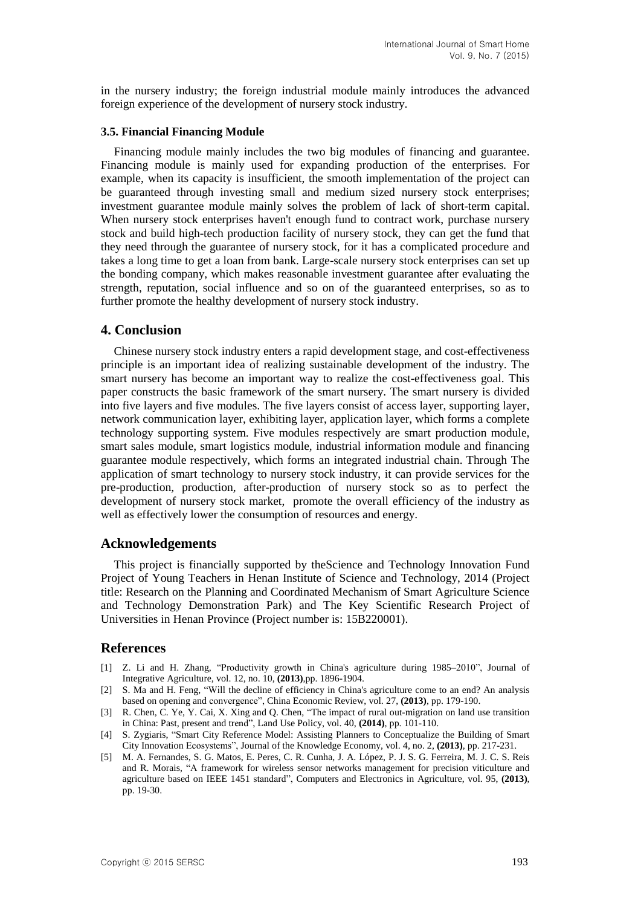in the nursery industry; the foreign industrial module mainly introduces the advanced foreign experience of the development of nursery stock industry.

### 3.5. Financial Financing Module

Financing module mainly includes the two big modules of financing and guarantee. Financing module is mainly used for expanding production of the enterprises. For example, when its capacity is insufficient, the smooth implementation of the project can be guaranteed through investing small and medium sized nursery stock enterprises; investment guarantee module mainly solves the problem of lack of short-term capital. When nursery stock enterprises haven't enough fund to contract work, purchase nursery stock and build high-tech production facility of nursery stock, they can get the fund that they need through the guarantee of nursery stock, for it has a complicated procedure and takes a long time to get a loan from bank. Large-scale nursery stock enterprises can set up the bonding company, which makes reasonable investment guarantee after evaluating the strength, reputation, social influence and so on of the guaranteed enterprises, so as to further promote the healthy development of nursery stock industry.

## 4. Conclusion

Chinese nursery stock industry enters a rapid development stage, and cost-effectiveness principle is an important idea of realizing sustainable development of the industry. The smart nursery has become an important way to realize the cost-effectiveness goal. This paper constructs the basic framework of the smart nursery. The smart nursery is divided into five layers and five modules. The five layers consist of access layer, supporting layer, network communication layer, exhibiting layer, application layer, which forms a complete technology supporting system. Five modules respectively are smart production module, smart sales module, smart logistics module, industrial information module and financing guarantee module respectively, which forms an integrated industrial chain. Through The application of smart technology to nursery stock industry, it can provide services for the pre-production, production, after-production of nursery stock so as to perfect the development of nursery stock market, promote the overall efficiency of the industry as well as effectively lower the consumption of resources and energy.

## Acknowledgements

This project is financially supported by theScience and Technology Innovation Fund Project of Young Teachers in Henan Institute of Science and Technology, 2014 (Project title: Research on the Planning and Coordinated Mechanism of Smart Agriculture Science and Technology Demonstration Park) and The Key Scientific Research Project of Universities in Henan Province (Project number is: 15B220001).

## References

[1] Z. Li and H. Zhang, "Productivity growth in China's agriculture during 1985–2010", Journal of Integrative Agriculture, vol. 12, no. 10, **(2013)**,pp. 1896-1904.

[2] S. Ma and H. Feng, "Will the decline of efficiency in China's agriculture come to an end? An analysis based on opening and convergence", China Economic Review, vol. 27, **(2013)**, pp. 179-190.

[3] R. Chen, C. Ye, Y. Cai, X. Xing and Q. Chen, "The impact of rural out-migration on land use transition in China: Past, present and trend", Land Use Policy, vol. 40, **(2014)**, pp. 101-110.

[4] S. Zygiaris, "Smart City Reference Model: Assisting Planners to Conceptualize the Building of Smart City Innovation Ecosystems", Journal of the Knowledge Economy, vol. 4, no. 2, **(2013)**, pp. 217-231.

[5] M. A. Fernandes, S. G. Matos, E. Peres, C. R. Cunha, J. A. López, P. J. S. G. Ferreira, M. J. C. S. Reis and R. Morais, "A framework for wireless sensor networks management for precision viticulture and agriculture based on IEEE 1451 standard", Computers and Electronics in Agriculture, vol. 95, **(2013)**, pp. 19-30.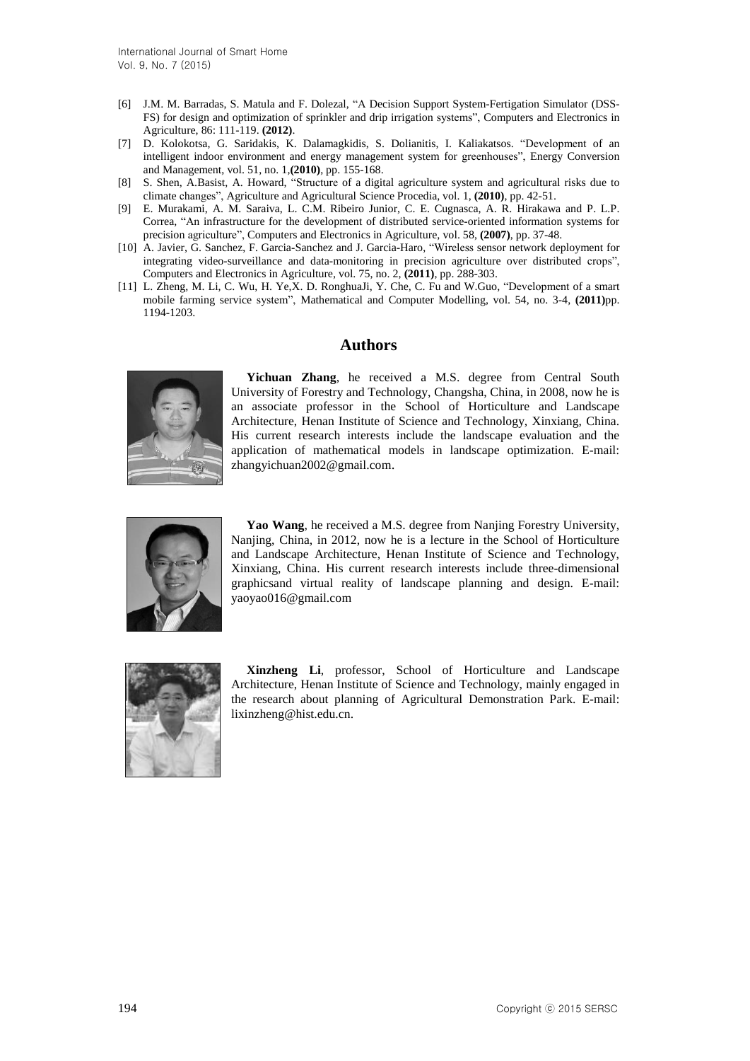[6] J.M. M. Barradas, S. Matula and F. Dolezal, "A Decision Support System-Fertigation Simulator (DSS-FS) for design and optimization of sprinkler and drip irrigation systems", Computers and Electronics in Agriculture, 86: 111-119. **(2012)**.

[7] D. Kolokotsa, G. Saridakis, K. Dalamagkidis, S. Dolianitis, I. Kaliakatsos. "Development of an intelligent indoor environment and energy management system for greenhouses", Energy Conversion and Management, vol. 51, no. 1,**(2010)**, pp. 155-168.

[8] S. Shen, A.Basist, A. Howard, "Structure of a digital agriculture system and agricultural risks due to climate changes", Agriculture and Agricultural Science Procedia, vol. 1, **(2010)**, pp. 42-51.

[9] E. Murakami, A. M. Saraiva, L. C.M. Ribeiro Junior, C. E. Cugnasca, A. R. Hirakawa and P. L.P. Correa, "An infrastructure for the development of distributed service-oriented information systems for precision agriculture", Computers and Electronics in Agriculture, vol. 58, **(2007)**, pp. 37-48.

[10] A. Javier, G. Sanchez, F. Garcia-Sanchez and J. Garcia-Haro, "Wireless sensor network deployment for integrating video-surveillance and data-monitoring in precision agriculture over distributed crops", Computers and Electronics in Agriculture, vol. 75, no. 2, **(2011)**, pp. 288-303.

[11] L. Zheng, M. Li, C. Wu, H. Ye,X. D. RonghuaJi, Y. Che, C. Fu and W.Guo, "Development of a smart mobile farming service system", Mathematical and Computer Modelling, vol. 54, no. 3-4, **(2011)**pp. 1194-1203.

## Authors

**Yichuan Zhang**, he received a M.S. degree from Central South University of Forestry and Technology, Changsha, China, in 2008, now he is an associate professor in the School of Horticulture and Landscape Architecture, Henan Institute of Science and Technology, Xinxiang, China. His current research interests include the landscape evaluation and the application of mathematical models in landscape optimization. E-mail: zhangyichuan2002@gmail.com.

**Yao Wang**, he received a M.S. degree from Nanjing Forestry University, Nanjing, China, in 2012, now he is a lecture in the School of Horticulture and Landscape Architecture, Henan Institute of Science and Technology, Xinxiang, China. His current research interests include three-dimensional graphicsand virtual reality of landscape planning and design. E-mail: yaoyao016@gmail.com

**Xinzheng Li**, professor, School of Horticulture and Landscape Architecture, Henan Institute of Science and Technology, mainly engaged in the research about planning of Agricultural Demonstration Park. E-mail: lixinzheng@hist.edu.cn.